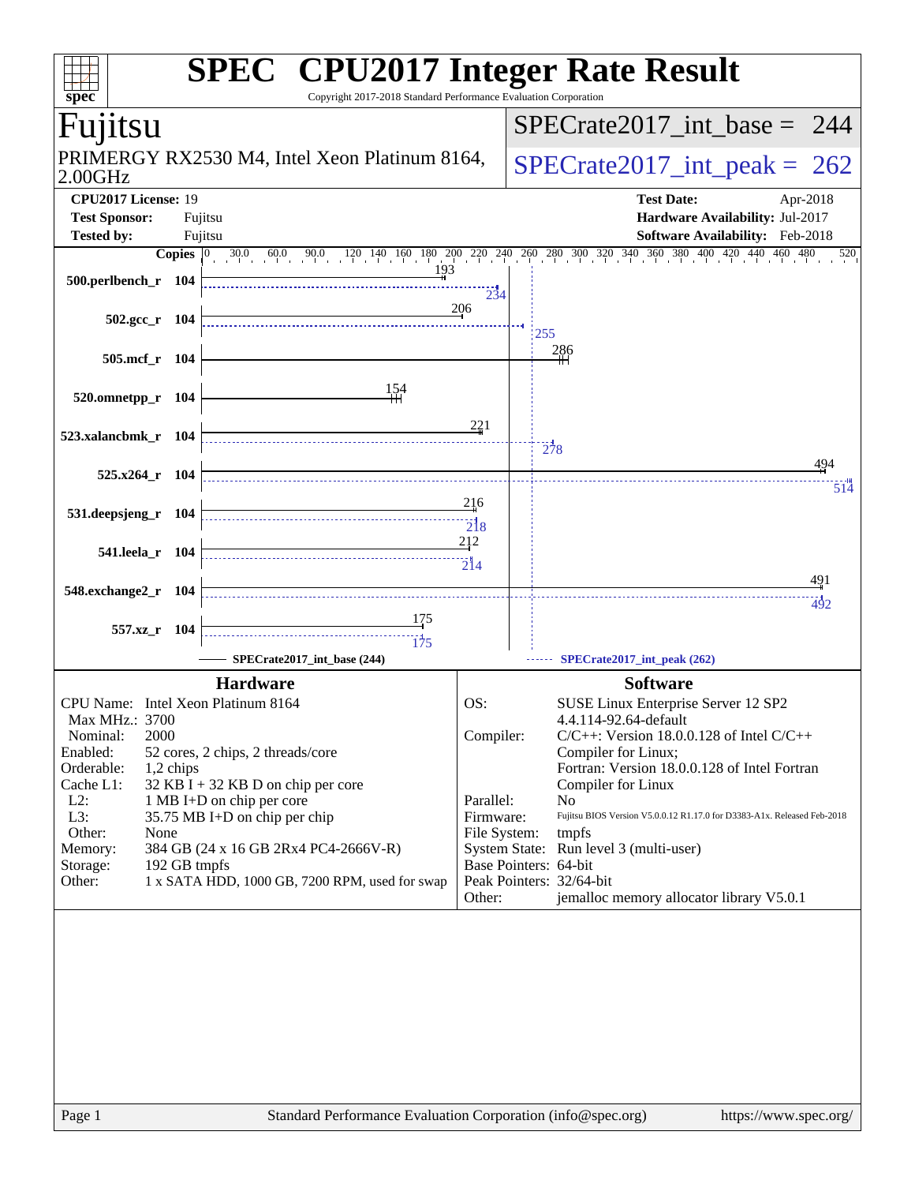# SPEC CPU2017 Integer Rate Result

Copyright 2017-2018 Standard Performance Evaluation Corporation

## Fujitsu

PRIMERGY RX2530 M4, Intel Xeon Platinum 8164, 2.00GHz

SPECrate2017_int_base = 244

SPECrate2017_int_peak = 262

| | | | |
|---|---|---|---|
| **CPU2017 License:** | 19 | **Test Date:** | Apr-2018 |
| **Test Sponsor:** | Fujitsu | **Hardware Availability:** | Jul-2017 |
| **Tested by:** | Fujitsu | **Software Availability:** | Feb-2018 |

| Benchmark | Copies | Base | Peak |
|---|---|---|---|
| 500.perlbench_r | 104 | 193 | 234 |
| 502.gcc_r | 104 | 206 | 255 |
| 505.mcf_r | 104 | 286 | |
| 520.omnetpp_r | 104 | 154 | |
| 523.xalancbmk_r | 104 | 221 | 278 |
| 525.x264_r | 104 | 494 | 514 |
| 531.deepsjeng_r | 104 | 216 | 218 |
| 541.leela_r | 104 | 212 | 214 |
| 548.exchange2_r | 104 | 491 | 492 |
| 557.xz_r | 104 | 175 | 175 |

SPECrate2017_int_base (244) — SPECrate2017_int_peak (262)

### Hardware

| | |
|---|---|
| CPU Name: | Intel Xeon Platinum 8164 |
| Max MHz.: | 3700 |
| Nominal: | 2000 |
| Enabled: | 52 cores, 2 chips, 2 threads/core |
| Orderable: | 1,2 chips |
| Cache L1: | 32 KB I + 32 KB D on chip per core |
| L2: | 1 MB I+D on chip per core |
| L3: | 35.75 MB I+D on chip per chip |
| Other: | None |
| Memory: | 384 GB (24 x 16 GB 2Rx4 PC4-2666V-R) |
| Storage: | 192 GB tmpfs |
| Other: | 1 x SATA HDD, 1000 GB, 7200 RPM, used for swap |

### Software

| | |
|---|---|
| OS: | SUSE Linux Enterprise Server 12 SP2 4.4.114-92.64-default |
| Compiler: | C/C++: Version 18.0.0.128 of Intel C/C++ Compiler for Linux; Fortran: Version 18.0.0.128 of Intel Fortran Compiler for Linux |
| Parallel: | No |
| Firmware: | Fujitsu BIOS Version V5.0.0.12 R1.17.0 for D3383-A1x. Released Feb-2018 |
| File System: | tmpfs |
| System State: | Run level 3 (multi-user) |
| Base Pointers: | 64-bit |
| Peak Pointers: | 32/64-bit |
| Other: | jemalloc memory allocator library V5.0.1 |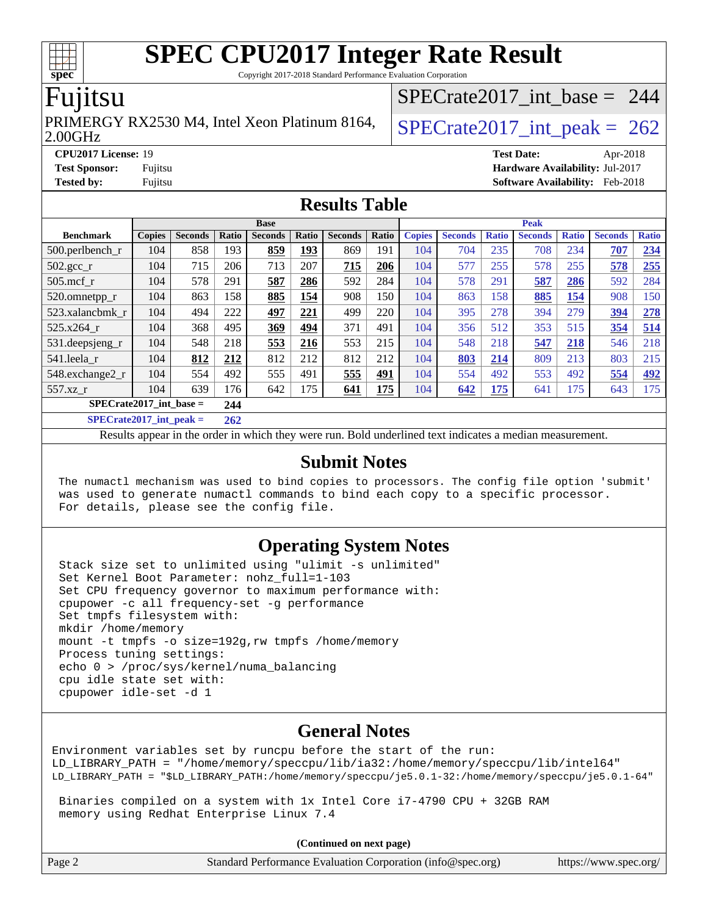# SPEC CPU2017 Integer Rate Result

Copyright 2017-2018 Standard Performance Evaluation Corporation

## Fujitsu

PRIMERGY RX2530 M4, Intel Xeon Platinum 8164, 2.00GHz

SPECrate2017_int_base = 244

SPECrate2017_int_peak = 262

**CPU2017 License:** 19
**Test Sponsor:** Fujitsu
**Tested by:** Fujitsu

**Test Date:** Apr-2018
**Hardware Availability:** Jul-2017
**Software Availability:** Feb-2018

## Results Table

| Benchmark | Base | | | | | | | Peak | | | | | | |
|---|---|---|---|---|---|---|---|---|---|---|---|---|---|---|
| | Copies | Seconds | Ratio | Seconds | Ratio | Seconds | Ratio | Copies | Seconds | Ratio | Seconds | Ratio | Seconds | Ratio |
| 500.perlbench_r | 104 | 858 | 193 | **859** | **193** | 869 | 191 | 104 | 704 | 235 | 708 | 234 | **707** | **234** |
| 502.gcc_r | 104 | 715 | 206 | 713 | 207 | **715** | **206** | 104 | 577 | 255 | 578 | 255 | **578** | **255** |
| 505.mcf_r | 104 | 578 | 291 | **587** | **286** | 592 | 284 | 104 | 578 | 291 | **587** | **286** | 592 | 284 |
| 520.omnetpp_r | 104 | 863 | 158 | **885** | **154** | 908 | 150 | 104 | 863 | 158 | **885** | **154** | 908 | 150 |
| 523.xalancbmk_r | 104 | 494 | 222 | **497** | **221** | 499 | 220 | 104 | 395 | 278 | 394 | 279 | **394** | **278** |
| 525.x264_r | 104 | 368 | 495 | **369** | **494** | 371 | 491 | 104 | 356 | 512 | 353 | 515 | **354** | **514** |
| 531.deepsjeng_r | 104 | 548 | 218 | **553** | **216** | 553 | 215 | 104 | 548 | 218 | **547** | **218** | 546 | 218 |
| 541.leela_r | 104 | **812** | **212** | 812 | 212 | 812 | 212 | 104 | **803** | **214** | 809 | 213 | 803 | 215 |
| 548.exchange2_r | 104 | 554 | 492 | 555 | 491 | **555** | **491** | 104 | 554 | 492 | 553 | 492 | **554** | **492** |
| 557.xz_r | 104 | 639 | 176 | 642 | 175 | **641** | **175** | 104 | **642** | **175** | 641 | 175 | 643 | 175 |

SPECrate2017_int_base = **244**

SPECrate2017_int_peak = **262**

Results appear in the order in which they were run. Bold underlined text indicates a median measurement.

## Submit Notes

```
The numactl mechanism was used to bind copies to processors. The config file option 'submit'
was used to generate numactl commands to bind each copy to a specific processor.
For details, please see the config file.
```

## Operating System Notes

```
Stack size set to unlimited using "ulimit -s unlimited"
Set Kernel Boot Parameter: nohz_full=1-103
Set CPU frequency governor to maximum performance with:
cpupower -c all frequency-set -g performance
Set tmpfs filesystem with:
mkdir /home/memory
mount -t tmpfs -o size=192g,rw tmpfs /home/memory
Process tuning settings:
echo 0 > /proc/sys/kernel/numa_balancing
cpu idle state set with:
cpupower idle-set -d 1
```

## General Notes

```
Environment variables set by runcpu before the start of the run:
LD_LIBRARY_PATH = "/home/memory/speccpu/lib/ia32:/home/memory/speccpu/lib/intel64"
LD_LIBRARY_PATH = "$LD_LIBRARY_PATH:/home/memory/speccpu/je5.0.1-32:/home/memory/speccpu/je5.0.1-64"

 Binaries compiled on a system with 1x Intel Core i7-4790 CPU + 32GB RAM
 memory using Redhat Enterprise Linux 7.4
```

**(Continued on next page)**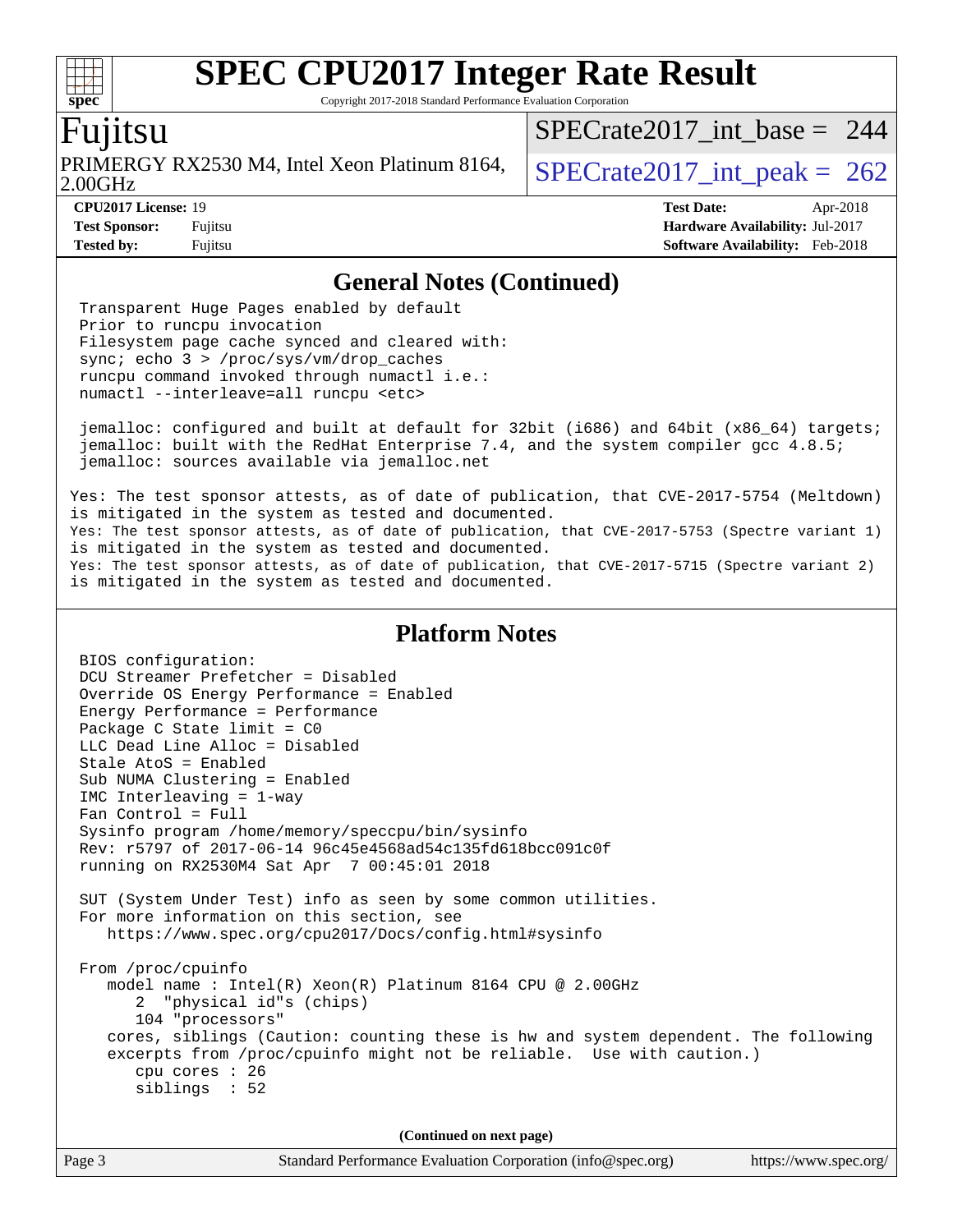## General Notes (Continued)

```
 Transparent Huge Pages enabled by default
 Prior to runcpu invocation
 Filesystem page cache synced and cleared with:
 sync; echo 3 > /proc/sys/vm/drop_caches
 runcpu command invoked through numactl i.e.:
 numactl --interleave=all runcpu <etc>

 jemalloc: configured and built at default for 32bit (i686) and 64bit (x86_64) targets;
 jemalloc: built with the RedHat Enterprise 7.4, and the system compiler gcc 4.8.5;
 jemalloc: sources available via jemalloc.net
```

Yes: The test sponsor attests, as of date of publication, that CVE-2017-5754 (Meltdown) is mitigated in the system as tested and documented.
Yes: The test sponsor attests, as of date of publication, that CVE-2017-5753 (Spectre variant 1) is mitigated in the system as tested and documented.
Yes: The test sponsor attests, as of date of publication, that CVE-2017-5715 (Spectre variant 2) is mitigated in the system as tested and documented.

## Platform Notes

```
 BIOS configuration:
 DCU Streamer Prefetcher = Disabled
 Override OS Energy Performance = Enabled
 Energy Performance = Performance
 Package C State limit = C0
 LLC Dead Line Alloc = Disabled
 Stale AtoS = Enabled
 Sub NUMA Clustering = Enabled
 IMC Interleaving = 1-way
 Fan Control = Full
 Sysinfo program /home/memory/speccpu/bin/sysinfo
 Rev: r5797 of 2017-06-14 96c45e4568ad54c135fd618bcc091c0f
 running on RX2530M4 Sat Apr  7 00:45:01 2018

 SUT (System Under Test) info as seen by some common utilities.
 For more information on this section, see
    https://www.spec.org/cpu2017/Docs/config.html#sysinfo

 From /proc/cpuinfo
    model name : Intel(R) Xeon(R) Platinum 8164 CPU @ 2.00GHz
       2  "physical id"s (chips)
       104 "processors"
    cores, siblings (Caution: counting these is hw and system dependent. The following
    excerpts from /proc/cpuinfo might not be reliable.  Use with caution.)
       cpu cores : 26
       siblings  : 52
```

(Continued on next page)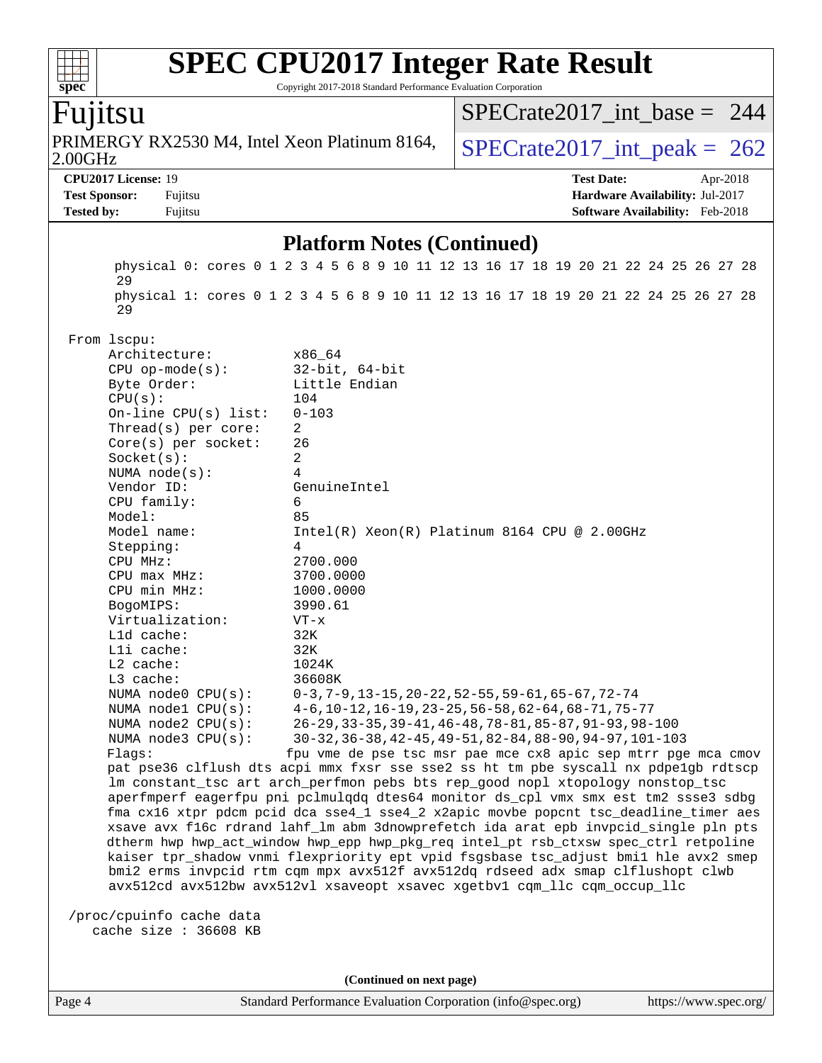# SPEC CPU2017 Integer Rate Result

Copyright 2017-2018 Standard Performance Evaluation Corporation

**Fujitsu**

PRIMERGY RX2530 M4, Intel Xeon Platinum 8164, 2.00GHz

SPECrate2017_int_base = 244

SPECrate2017_int_peak = 262

**CPU2017 License:** 19
**Test Sponsor:** Fujitsu
**Tested by:** Fujitsu

**Test Date:** Apr-2018
**Hardware Availability:** Jul-2017
**Software Availability:** Feb-2018

## Platform Notes (Continued)

```
       physical 0: cores 0 1 2 3 4 5 6 8 9 10 11 12 13 16 17 18 19 20 21 22 24 25 26 27 28
        29
       physical 1: cores 0 1 2 3 4 5 6 8 9 10 11 12 13 16 17 18 19 20 21 22 24 25 26 27 28
        29

 From lscpu:
      Architecture:          x86_64
      CPU op-mode(s):        32-bit, 64-bit
      Byte Order:            Little Endian
      CPU(s):                104
      On-line CPU(s) list:   0-103
      Thread(s) per core:    2
      Core(s) per socket:    26
      Socket(s):             2
      NUMA node(s):          4
      Vendor ID:             GenuineIntel
      CPU family:            6
      Model:                 85
      Model name:            Intel(R) Xeon(R) Platinum 8164 CPU @ 2.00GHz
      Stepping:              4
      CPU MHz:               2700.000
      CPU max MHz:           3700.0000
      CPU min MHz:           1000.0000
      BogoMIPS:              3990.61
      Virtualization:        VT-x
      L1d cache:             32K
      L1i cache:             32K
      L2 cache:              1024K
      L3 cache:              36608K
      NUMA node0 CPU(s):     0-3,7-9,13-15,20-22,52-55,59-61,65-67,72-74
      NUMA node1 CPU(s):     4-6,10-12,16-19,23-25,56-58,62-64,68-71,75-77
      NUMA node2 CPU(s):     26-29,33-35,39-41,46-48,78-81,85-87,91-93,98-100
      NUMA node3 CPU(s):     30-32,36-38,42-45,49-51,82-84,88-90,94-97,101-103
      Flags:                fpu vme de pse tsc msr pae mce cx8 apic sep mtrr pge mca cmov
      pat pse36 clflush dts acpi mmx fxsr sse sse2 ss ht tm pbe syscall nx pdpe1gb rdtscp
      lm constant_tsc art arch_perfmon pebs bts rep_good nopl xtopology nonstop_tsc
      aperfmperf eagerfpu pni pclmulqdq dtes64 monitor ds_cpl vmx smx est tm2 ssse3 sdbg
      fma cx16 xtpr pdcm pcid dca sse4_1 sse4_2 x2apic movbe popcnt tsc_deadline_timer aes
      xsave avx f16c rdrand lahf_lm abm 3dnowprefetch ida arat epb invpcid_single pln pts
      dtherm hwp hwp_act_window hwp_epp hwp_pkg_req intel_pt rsb_ctxsw spec_ctrl retpoline
      kaiser tpr_shadow vnmi flexpriority ept vpid fsgsbase tsc_adjust bmi1 hle avx2 smep
      bmi2 erms invpcid rtm cqm mpx avx512f avx512dq rdseed adx smap clflushopt clwb
      avx512cd avx512bw avx512vl xsaveopt xsavec xgetbv1 cqm_llc cqm_occup_llc

 /proc/cpuinfo cache data
    cache size : 36608 KB
```

(Continued on next page)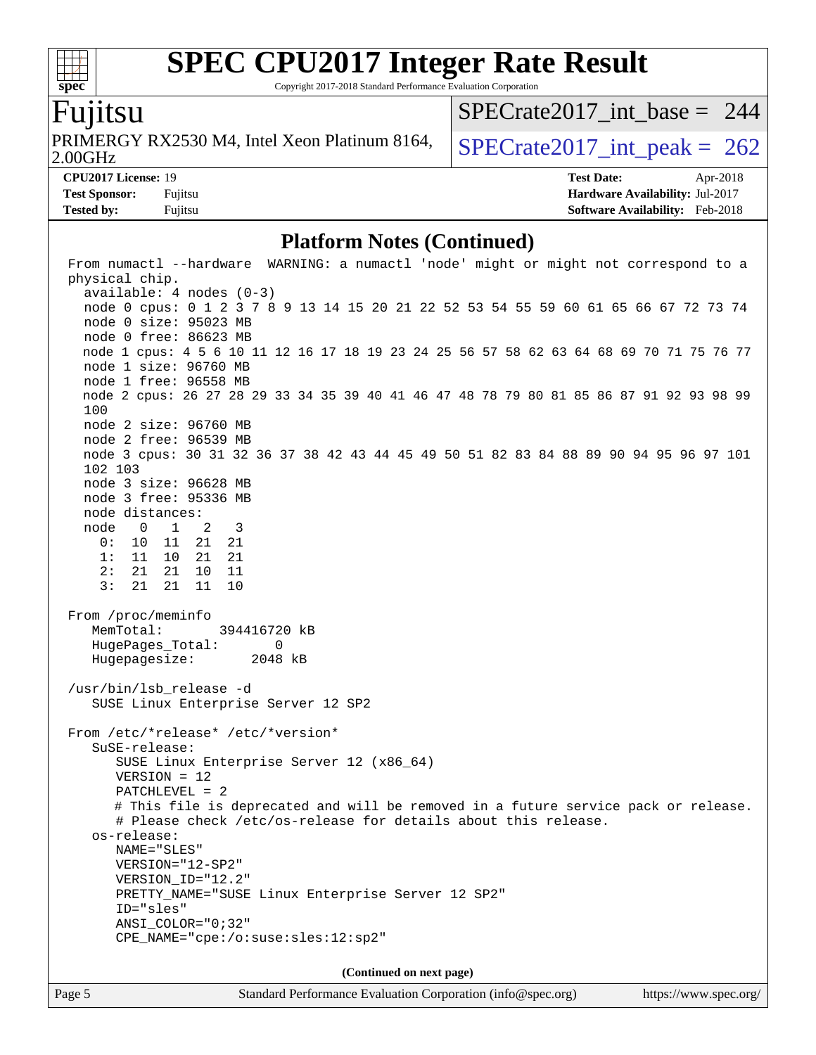# SPEC CPU2017 Integer Rate Result

Copyright 2017-2018 Standard Performance Evaluation Corporation

## Fujitsu

PRIMERGY RX2530 M4, Intel Xeon Platinum 8164, 2.00GHz

SPECrate2017_int_base = 244

SPECrate2017_int_peak = 262

**CPU2017 License:** 19
**Test Sponsor:** Fujitsu
**Tested by:** Fujitsu

**Test Date:** Apr-2018
**Hardware Availability:** Jul-2017
**Software Availability:** Feb-2018

### Platform Notes (Continued)

```
From numactl --hardware  WARNING: a numactl 'node' might or might not correspond to a
physical chip.
  available: 4 nodes (0-3)
  node 0 cpus: 0 1 2 3 7 8 9 13 14 15 20 21 22 52 53 54 55 59 60 61 65 66 67 72 73 74
  node 0 size: 95023 MB
  node 0 free: 86623 MB
  node 1 cpus: 4 5 6 10 11 12 16 17 18 19 23 24 25 56 57 58 62 63 64 68 69 70 71 75 76 77
  node 1 size: 96760 MB
  node 1 free: 96558 MB
  node 2 cpus: 26 27 28 29 33 34 35 39 40 41 46 47 48 78 79 80 81 85 86 87 91 92 93 98 99
  100
  node 2 size: 96760 MB
  node 2 free: 96539 MB
  node 3 cpus: 30 31 32 36 37 38 42 43 44 45 49 50 51 82 83 84 88 89 90 94 95 96 97 101
  102 103
  node 3 size: 96628 MB
  node 3 free: 95336 MB
  node distances:
  node   0   1   2   3
    0:  10  11  21  21
    1:  11  10  21  21
    2:  21  21  10  11
    3:  21  21  11  10

From /proc/meminfo
   MemTotal:       394416720 kB
   HugePages_Total:       0
   Hugepagesize:       2048 kB

/usr/bin/lsb_release -d
   SUSE Linux Enterprise Server 12 SP2

From /etc/*release* /etc/*version*
   SuSE-release:
      SUSE Linux Enterprise Server 12 (x86_64)
      VERSION = 12
      PATCHLEVEL = 2
      # This file is deprecated and will be removed in a future service pack or release.
      # Please check /etc/os-release for details about this release.
   os-release:
      NAME="SLES"
      VERSION="12-SP2"
      VERSION_ID="12.2"
      PRETTY_NAME="SUSE Linux Enterprise Server 12 SP2"
      ID="sles"
      ANSI_COLOR="0;32"
      CPE_NAME="cpe:/o:suse:sles:12:sp2"
```

(Continued on next page)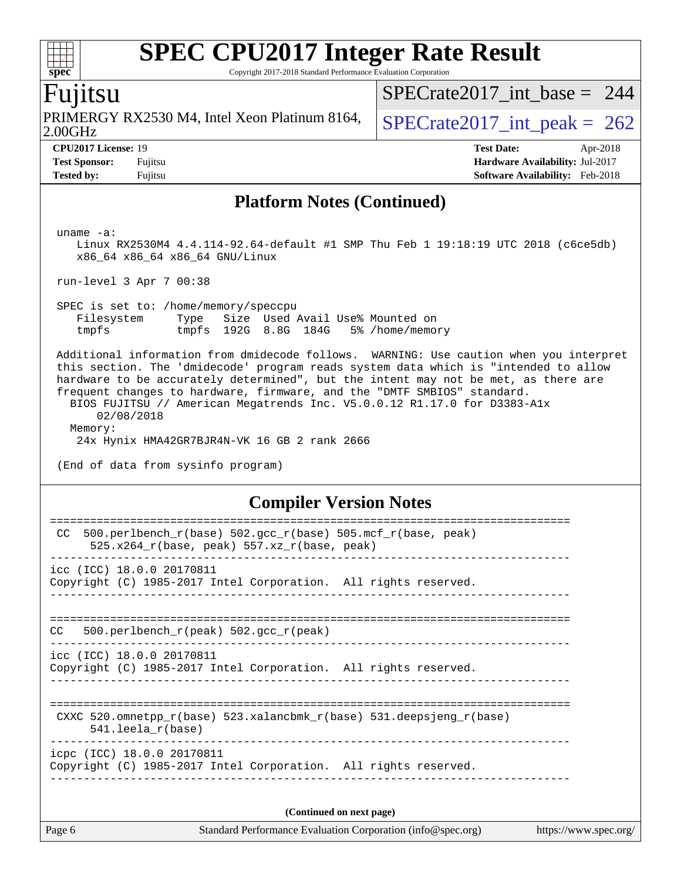# SPEC CPU2017 Integer Rate Result

Copyright 2017-2018 Standard Performance Evaluation Corporation

## Fujitsu

PRIMERGY RX2530 M4, Intel Xeon Platinum 8164, 2.00GHz

SPECrate2017_int_base = 244

SPECrate2017_int_peak = 262

**CPU2017 License:** 19
**Test Sponsor:** Fujitsu
**Tested by:** Fujitsu

**Test Date:** Apr-2018
**Hardware Availability:** Jul-2017
**Software Availability:** Feb-2018

### Platform Notes (Continued)

```
 uname -a:
    Linux RX2530M4 4.4.114-92.64-default #1 SMP Thu Feb 1 19:18:19 UTC 2018 (c6ce5db)
    x86_64 x86_64 x86_64 GNU/Linux

 run-level 3 Apr 7 00:38

 SPEC is set to: /home/memory/speccpu
    Filesystem     Type   Size  Used Avail Use% Mounted on
    tmpfs          tmpfs  192G  8.8G  184G   5% /home/memory

 Additional information from dmidecode follows.  WARNING: Use caution when you interpret
 this section. The 'dmidecode' program reads system data which is "intended to allow
 hardware to be accurately determined", but the intent may not be met, as there are
 frequent changes to hardware, firmware, and the "DMTF SMBIOS" standard.
   BIOS FUJITSU // American Megatrends Inc. V5.0.0.12 R1.17.0 for D3383-A1x
      02/08/2018
   Memory:
    24x Hynix HMA42GR7BJR4N-VK 16 GB 2 rank 2666

 (End of data from sysinfo program)
```

### Compiler Version Notes

```
==============================================================================
 CC  500.perlbench_r(base) 502.gcc_r(base) 505.mcf_r(base, peak)
      525.x264_r(base, peak) 557.xz_r(base, peak)
------------------------------------------------------------------------------
icc (ICC) 18.0.0 20170811
Copyright (C) 1985-2017 Intel Corporation.  All rights reserved.
------------------------------------------------------------------------------

==============================================================================
CC   500.perlbench_r(peak) 502.gcc_r(peak)
------------------------------------------------------------------------------
icc (ICC) 18.0.0 20170811
Copyright (C) 1985-2017 Intel Corporation.  All rights reserved.
------------------------------------------------------------------------------

==============================================================================
 CXXC 520.omnetpp_r(base) 523.xalancbmk_r(base) 531.deepsjeng_r(base)
      541.leela_r(base)
------------------------------------------------------------------------------
icpc (ICC) 18.0.0 20170811
Copyright (C) 1985-2017 Intel Corporation.  All rights reserved.
------------------------------------------------------------------------------
```

(Continued on next page)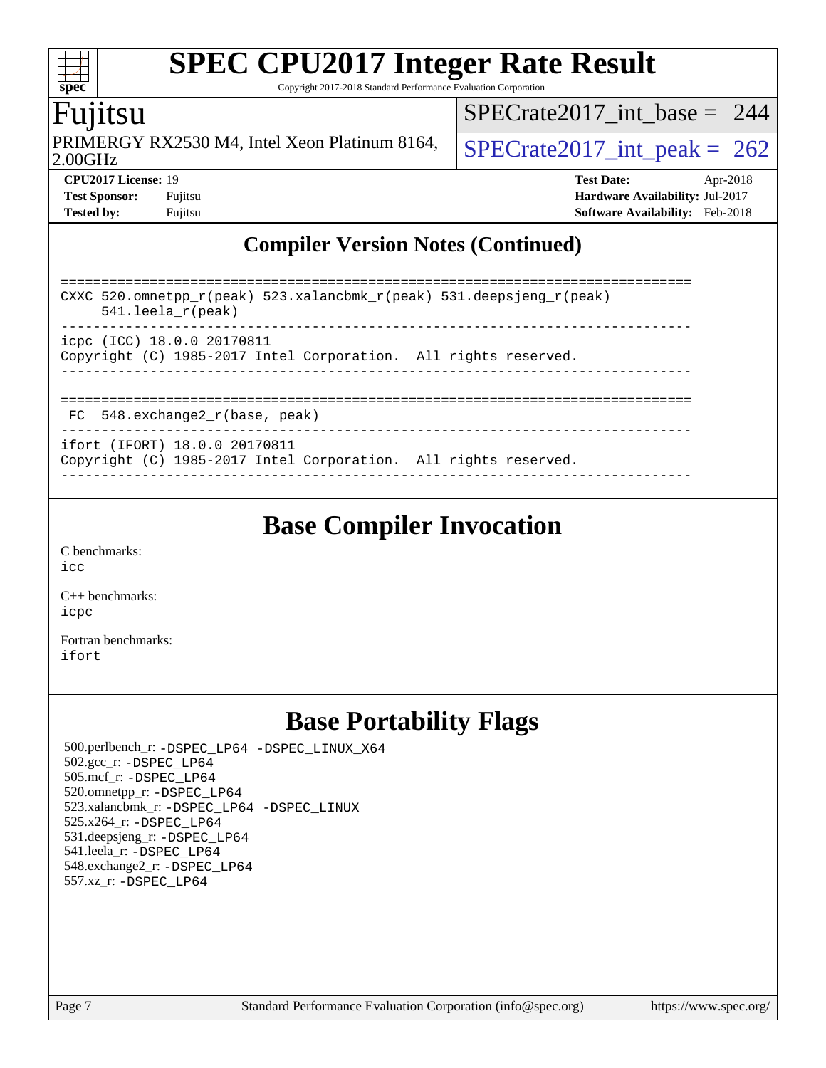# SPEC CPU2017 Integer Rate Result

Copyright 2017-2018 Standard Performance Evaluation Corporation

**Fujitsu**

PRIMERGY RX2530 M4, Intel Xeon Platinum 8164, 2.00GHz

SPECrate2017_int_base = 244

SPECrate2017_int_peak = 262

**CPU2017 License:** 19
**Test Sponsor:** Fujitsu
**Tested by:** Fujitsu

**Test Date:** Apr-2018
**Hardware Availability:** Jul-2017
**Software Availability:** Feb-2018

## Compiler Version Notes (Continued)

```
==============================================================================
CXXC 520.omnetpp_r(peak) 523.xalancbmk_r(peak) 531.deepsjeng_r(peak)
     541.leela_r(peak)
------------------------------------------------------------------------------
icpc (ICC) 18.0.0 20170811
Copyright (C) 1985-2017 Intel Corporation.  All rights reserved.
------------------------------------------------------------------------------

==============================================================================
 FC  548.exchange2_r(base, peak)
------------------------------------------------------------------------------
ifort (IFORT) 18.0.0 20170811
Copyright (C) 1985-2017 Intel Corporation.  All rights reserved.
------------------------------------------------------------------------------
```

## Base Compiler Invocation

C benchmarks:
icc

C++ benchmarks:
icpc

Fortran benchmarks:
ifort

## Base Portability Flags

500.perlbench_r: -DSPEC_LP64 -DSPEC_LINUX_X64
502.gcc_r: -DSPEC_LP64
505.mcf_r: -DSPEC_LP64
520.omnetpp_r: -DSPEC_LP64
523.xalancbmk_r: -DSPEC_LP64 -DSPEC_LINUX
525.x264_r: -DSPEC_LP64
531.deepsjeng_r: -DSPEC_LP64
541.leela_r: -DSPEC_LP64
548.exchange2_r: -DSPEC_LP64
557.xz_r: -DSPEC_LP64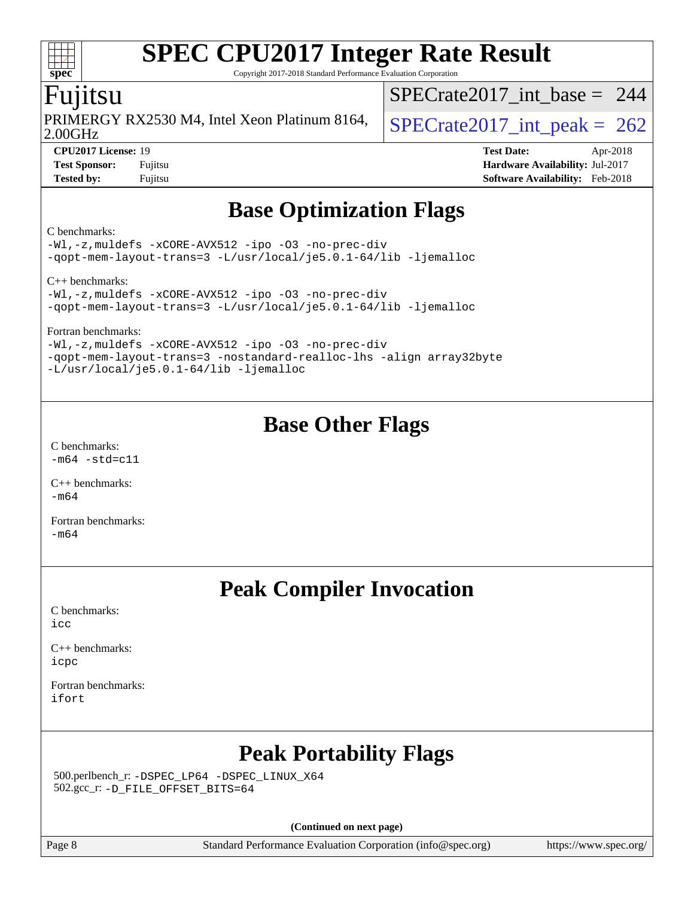# SPEC CPU2017 Integer Rate Result

Copyright 2017-2018 Standard Performance Evaluation Corporation

## Fujitsu

PRIMERGY RX2530 M4, Intel Xeon Platinum 8164, 2.00GHz

SPECrate2017_int_base = 244

SPECrate2017_int_peak = 262

**CPU2017 License:** 19
**Test Sponsor:** Fujitsu
**Tested by:** Fujitsu

**Test Date:** Apr-2018
**Hardware Availability:** Jul-2017
**Software Availability:** Feb-2018

## Base Optimization Flags

C benchmarks:
```
-Wl,-z,muldefs -xCORE-AVX512 -ipo -O3 -no-prec-div
-qopt-mem-layout-trans=3 -L/usr/local/je5.0.1-64/lib -ljemalloc
```

C++ benchmarks:
```
-Wl,-z,muldefs -xCORE-AVX512 -ipo -O3 -no-prec-div
-qopt-mem-layout-trans=3 -L/usr/local/je5.0.1-64/lib -ljemalloc
```

Fortran benchmarks:
```
-Wl,-z,muldefs -xCORE-AVX512 -ipo -O3 -no-prec-div
-qopt-mem-layout-trans=3 -nostandard-realloc-lhs -align array32byte
-L/usr/local/je5.0.1-64/lib -ljemalloc
```

## Base Other Flags

C benchmarks:
```
-m64 -std=c11
```

C++ benchmarks:
```
-m64
```

Fortran benchmarks:
```
-m64
```

## Peak Compiler Invocation

C benchmarks:
```
icc
```

C++ benchmarks:
```
icpc
```

Fortran benchmarks:
```
ifort
```

## Peak Portability Flags

500.perlbench_r: `-DSPEC_LP64 -DSPEC_LINUX_X64`
502.gcc_r: `-D_FILE_OFFSET_BITS=64`

**(Continued on next page)**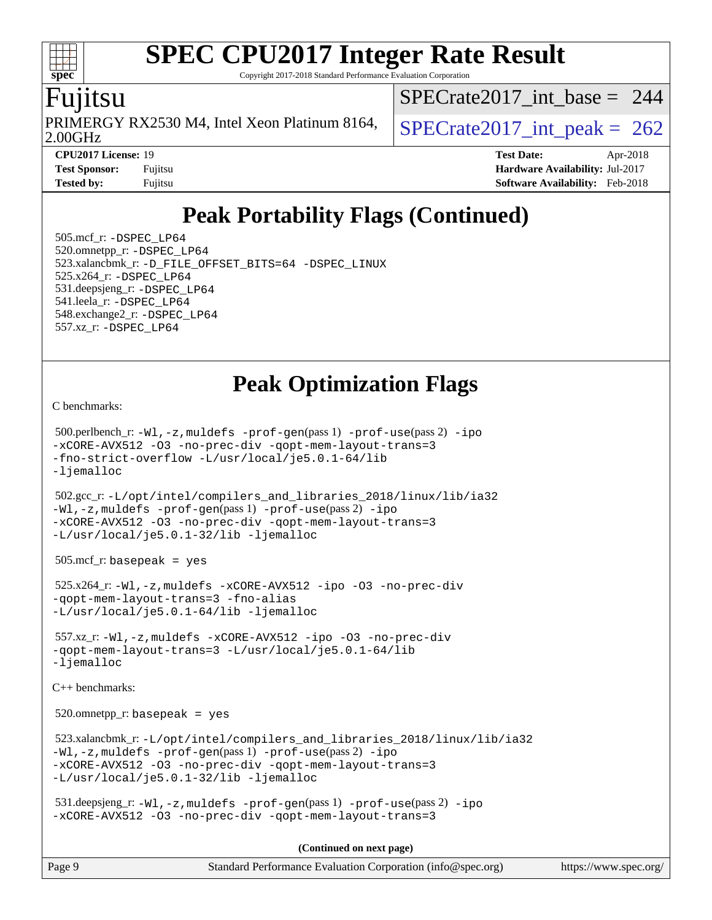# SPEC CPU2017 Integer Rate Result

Copyright 2017-2018 Standard Performance Evaluation Corporation

## Fujitsu

PRIMERGY RX2530 M4, Intel Xeon Platinum 8164, 2.00GHz

SPECrate2017_int_base = 244

SPECrate2017_int_peak = 262

**CPU2017 License:** 19
**Test Sponsor:** Fujitsu
**Tested by:** Fujitsu

**Test Date:** Apr-2018
**Hardware Availability:** Jul-2017
**Software Availability:** Feb-2018

## Peak Portability Flags (Continued)

505.mcf_r: `-DSPEC_LP64`
520.omnetpp_r: `-DSPEC_LP64`
523.xalancbmk_r: `-D_FILE_OFFSET_BITS=64 -DSPEC_LINUX`
525.x264_r: `-DSPEC_LP64`
531.deepsjeng_r: `-DSPEC_LP64`
541.leela_r: `-DSPEC_LP64`
548.exchange2_r: `-DSPEC_LP64`
557.xz_r: `-DSPEC_LP64`

## Peak Optimization Flags

C benchmarks:

500.perlbench_r: `-Wl,-z,muldefs -prof-gen(pass 1) -prof-use(pass 2) -ipo -xCORE-AVX512 -O3 -no-prec-div -qopt-mem-layout-trans=3 -fno-strict-overflow -L/usr/local/je5.0.1-64/lib -ljemalloc`

502.gcc_r: `-L/opt/intel/compilers_and_libraries_2018/linux/lib/ia32 -Wl,-z,muldefs -prof-gen(pass 1) -prof-use(pass 2) -ipo -xCORE-AVX512 -O3 -no-prec-div -qopt-mem-layout-trans=3 -L/usr/local/je5.0.1-32/lib -ljemalloc`

505.mcf_r: `basepeak = yes`

525.x264_r: `-Wl,-z,muldefs -xCORE-AVX512 -ipo -O3 -no-prec-div -qopt-mem-layout-trans=3 -fno-alias -L/usr/local/je5.0.1-64/lib -ljemalloc`

557.xz_r: `-Wl,-z,muldefs -xCORE-AVX512 -ipo -O3 -no-prec-div -qopt-mem-layout-trans=3 -L/usr/local/je5.0.1-64/lib -ljemalloc`

C++ benchmarks:

520.omnetpp_r: `basepeak = yes`

523.xalancbmk_r: `-L/opt/intel/compilers_and_libraries_2018/linux/lib/ia32 -Wl,-z,muldefs -prof-gen(pass 1) -prof-use(pass 2) -ipo -xCORE-AVX512 -O3 -no-prec-div -qopt-mem-layout-trans=3 -L/usr/local/je5.0.1-32/lib -ljemalloc`

531.deepsjeng_r: `-Wl,-z,muldefs -prof-gen(pass 1) -prof-use(pass 2) -ipo -xCORE-AVX512 -O3 -no-prec-div -qopt-mem-layout-trans=3`

**(Continued on next page)**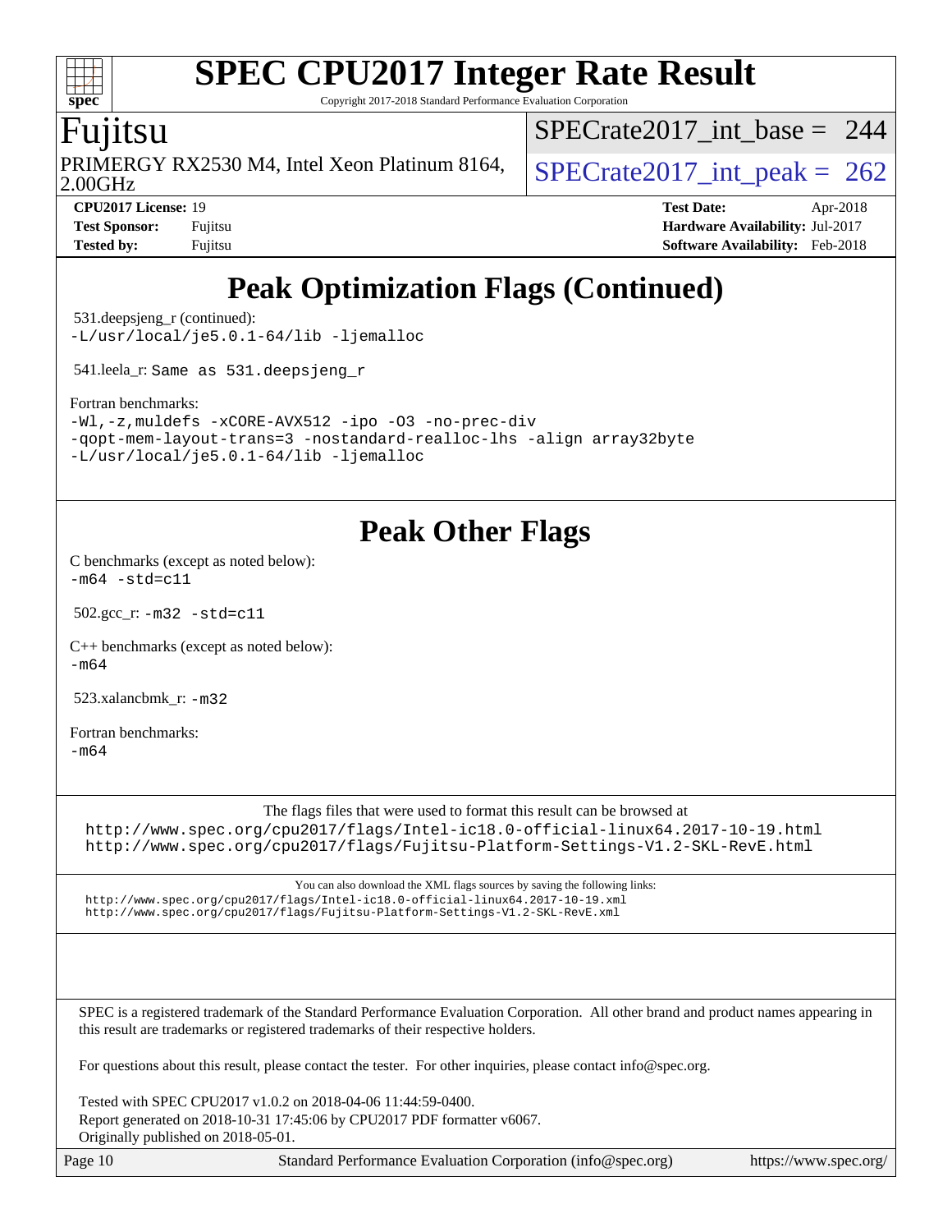# SPEC CPU2017 Integer Rate Result

Copyright 2017-2018 Standard Performance Evaluation Corporation

## Fujitsu

PRIMERGY RX2530 M4, Intel Xeon Platinum 8164, 2.00GHz

SPECrate2017_int_base = 244

SPECrate2017_int_peak = 262

**CPU2017 License:** 19
**Test Sponsor:** Fujitsu
**Tested by:** Fujitsu

**Test Date:** Apr-2018
**Hardware Availability:** Jul-2017
**Software Availability:** Feb-2018

## Peak Optimization Flags (Continued)

531.deepsjeng_r (continued):
`-L/usr/local/je5.0.1-64/lib -ljemalloc`

541.leela_r: Same as 531.deepsjeng_r

Fortran benchmarks:
```
-Wl,-z,muldefs -xCORE-AVX512 -ipo -O3 -no-prec-div
-qopt-mem-layout-trans=3 -nostandard-realloc-lhs -align array32byte
-L/usr/local/je5.0.1-64/lib -ljemalloc
```

## Peak Other Flags

C benchmarks (except as noted below):
`-m64 -std=c11`

502.gcc_r: `-m32 -std=c11`

C++ benchmarks (except as noted below):
`-m64`

523.xalancbmk_r: `-m32`

Fortran benchmarks:
`-m64`

The flags files that were used to format this result can be browsed at
http://www.spec.org/cpu2017/flags/Intel-ic18.0-official-linux64.2017-10-19.html
http://www.spec.org/cpu2017/flags/Fujitsu-Platform-Settings-V1.2-SKL-RevE.html

You can also download the XML flags sources by saving the following links:
http://www.spec.org/cpu2017/flags/Intel-ic18.0-official-linux64.2017-10-19.xml
http://www.spec.org/cpu2017/flags/Fujitsu-Platform-Settings-V1.2-SKL-RevE.xml

SPEC is a registered trademark of the Standard Performance Evaluation Corporation. All other brand and product names appearing in this result are trademarks or registered trademarks of their respective holders.

For questions about this result, please contact the tester. For other inquiries, please contact info@spec.org.

Tested with SPEC CPU2017 v1.0.2 on 2018-04-06 11:44:59-0400.
Report generated on 2018-10-31 17:45:06 by CPU2017 PDF formatter v6067.
Originally published on 2018-05-01.